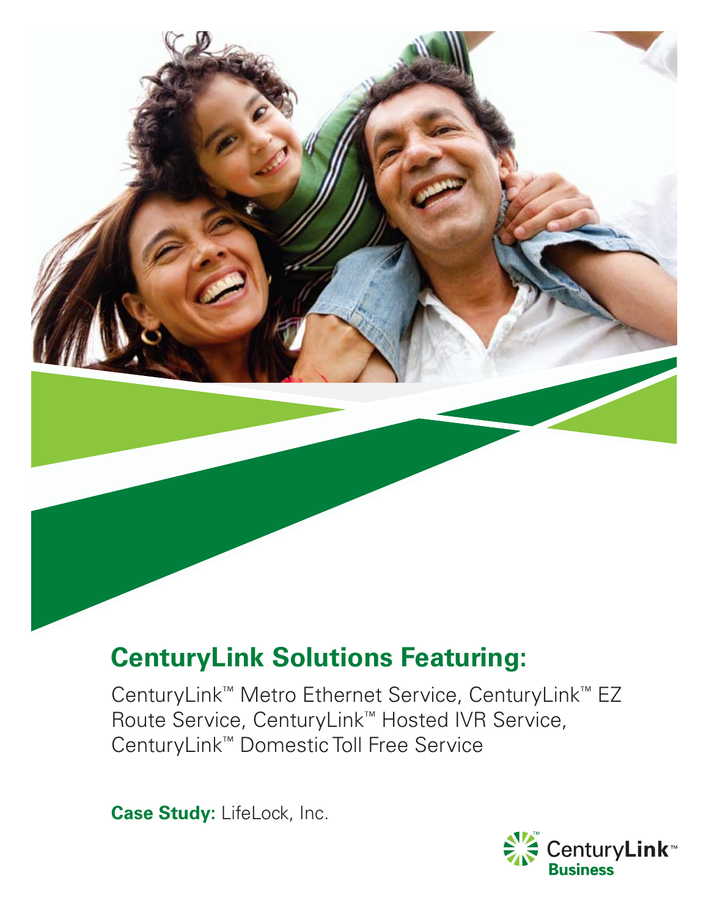# CenturyLink Solutions Featuring:

CenturyLink™ Metro Ethernet Service, CenturyLink™ EZ Route Service, CenturyLink™ Hosted IVR Service, CenturyLink™ Domestic Toll Free Service

**Case Study:** LifeLock, Inc.

CenturyLink™ Business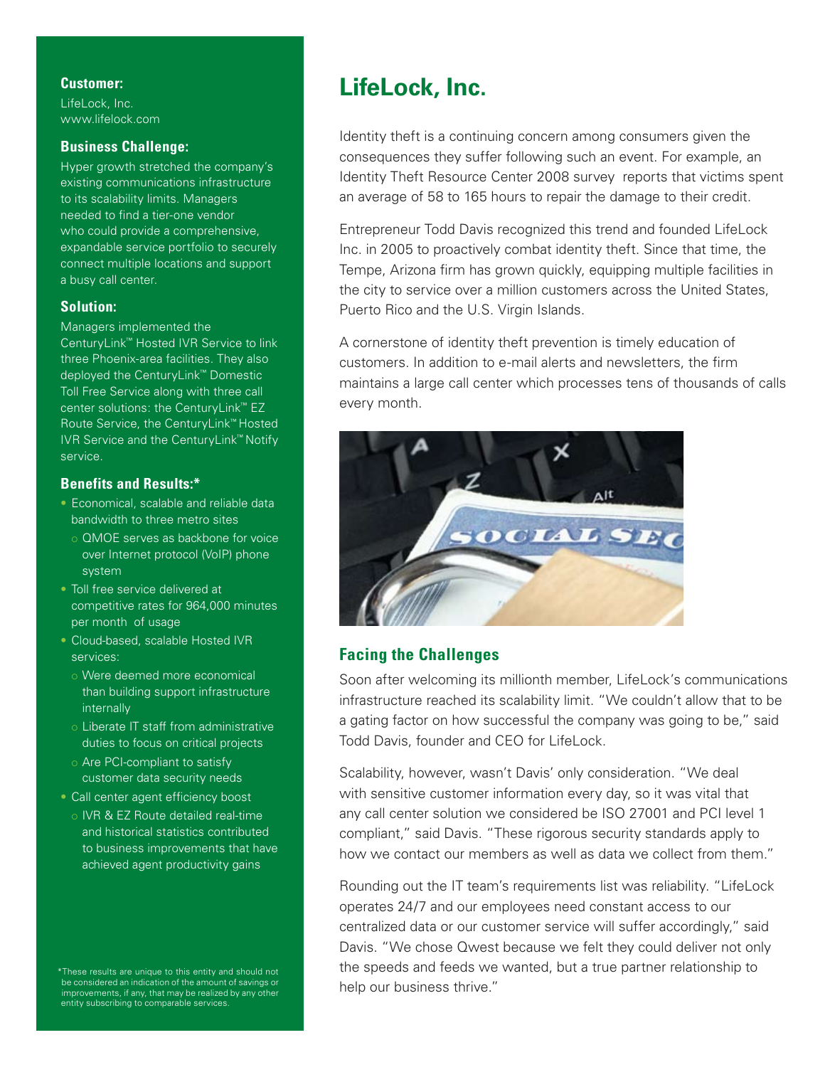**Customer:**

LifeLock, Inc.
www.lifelock.com

**Business Challenge:**

Hyper growth stretched the company's existing communications infrastructure to its scalability limits. Managers needed to find a tier-one vendor who could provide a comprehensive, expandable service portfolio to securely connect multiple locations and support a busy call center.

**Solution:**

Managers implemented the CenturyLink™ Hosted IVR Service to link three Phoenix-area facilities. They also deployed the CenturyLink™ Domestic Toll Free Service along with three call center solutions: the CenturyLink™ EZ Route Service, the CenturyLink™ Hosted IVR Service and the CenturyLink™ Notify service.

**Benefits and Results:***

- Economical, scalable and reliable data bandwidth to three metro sites
  - QMOE serves as backbone for voice over Internet protocol (VoIP) phone system
- Toll free service delivered at competitive rates for 964,000 minutes per month of usage
- Cloud-based, scalable Hosted IVR services:
  - Were deemed more economical than building support infrastructure internally
  - Liberate IT staff from administrative duties to focus on critical projects
  - Are PCI-compliant to satisfy customer data security needs
- Call center agent efficiency boost
  - IVR & EZ Route detailed real-time and historical statistics contributed to business improvements that have achieved agent productivity gains

*These results are unique to this entity and should not be considered an indication of the amount of savings or improvements, if any, that may be realized by any other entity subscribing to comparable services.

# LifeLock, Inc.

Identity theft is a continuing concern among consumers given the consequences they suffer following such an event. For example, an Identity Theft Resource Center 2008 survey reports that victims spent an average of 58 to 165 hours to repair the damage to their credit.

Entrepreneur Todd Davis recognized this trend and founded LifeLock Inc. in 2005 to proactively combat identity theft. Since that time, the Tempe, Arizona firm has grown quickly, equipping multiple facilities in the city to service over a million customers across the United States, Puerto Rico and the U.S. Virgin Islands.

A cornerstone of identity theft prevention is timely education of customers. In addition to e-mail alerts and newsletters, the firm maintains a large call center which processes tens of thousands of calls every month.

## Facing the Challenges

Soon after welcoming its millionth member, LifeLock's communications infrastructure reached its scalability limit. "We couldn't allow that to be a gating factor on how successful the company was going to be," said Todd Davis, founder and CEO for LifeLock.

Scalability, however, wasn't Davis' only consideration. "We deal with sensitive customer information every day, so it was vital that any call center solution we considered be ISO 27001 and PCI level 1 compliant," said Davis. "These rigorous security standards apply to how we contact our members as well as data we collect from them."

Rounding out the IT team's requirements list was reliability. "LifeLock operates 24/7 and our employees need constant access to our centralized data or our customer service will suffer accordingly," said Davis. "We chose Qwest because we felt they could deliver not only the speeds and feeds we wanted, but a true partner relationship to help our business thrive."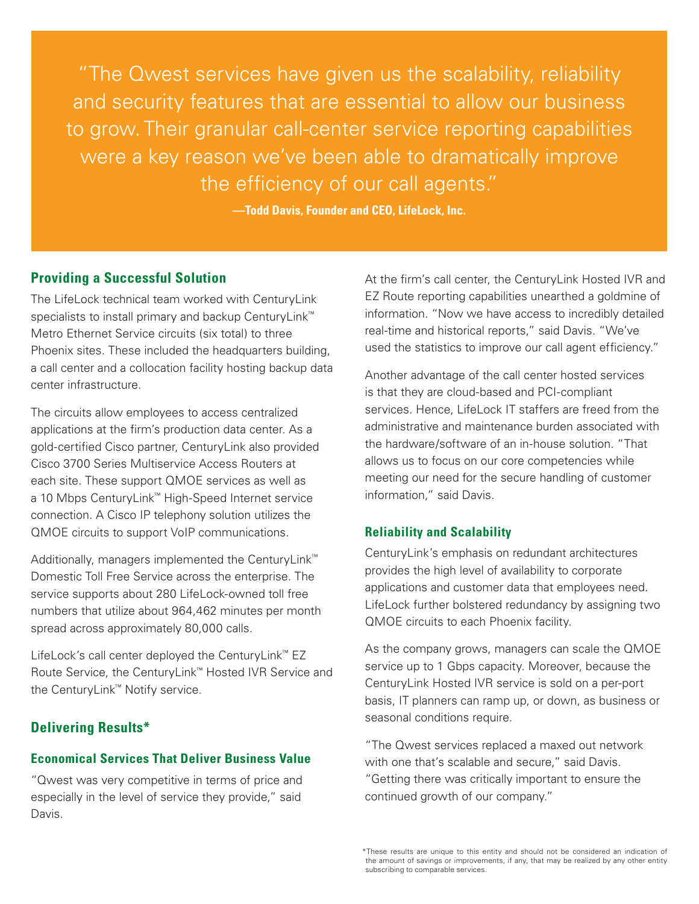> "The Qwest services have given us the scalability, reliability and security features that are essential to allow our business to grow. Their granular call-center service reporting capabilities were a key reason we've been able to dramatically improve the efficiency of our call agents."
>
> **—Todd Davis, Founder and CEO, LifeLock, Inc.**

## Providing a Successful Solution

The LifeLock technical team worked with CenturyLink specialists to install primary and backup CenturyLink™ Metro Ethernet Service circuits (six total) to three Phoenix sites. These included the headquarters building, a call center and a collocation facility hosting backup data center infrastructure.

The circuits allow employees to access centralized applications at the firm's production data center. As a gold-certified Cisco partner, CenturyLink also provided Cisco 3700 Series Multiservice Access Routers at each site. These support QMOE services as well as a 10 Mbps CenturyLink™ High-Speed Internet service connection. A Cisco IP telephony solution utilizes the QMOE circuits to support VoIP communications.

Additionally, managers implemented the CenturyLink™ Domestic Toll Free Service across the enterprise. The service supports about 280 LifeLock-owned toll free numbers that utilize about 964,462 minutes per month spread across approximately 80,000 calls.

LifeLock's call center deployed the CenturyLink™ EZ Route Service, the CenturyLink™ Hosted IVR Service and the CenturyLink™ Notify service.

## Delivering Results*

### Economical Services That Deliver Business Value

"Qwest was very competitive in terms of price and especially in the level of service they provide," said Davis.

At the firm's call center, the CenturyLink Hosted IVR and EZ Route reporting capabilities unearthed a goldmine of information. "Now we have access to incredibly detailed real-time and historical reports," said Davis. "We've used the statistics to improve our call agent efficiency."

Another advantage of the call center hosted services is that they are cloud-based and PCI-compliant services. Hence, LifeLock IT staffers are freed from the administrative and maintenance burden associated with the hardware/software of an in-house solution. "That allows us to focus on our core competencies while meeting our need for the secure handling of customer information," said Davis.

### Reliability and Scalability

CenturyLink's emphasis on redundant architectures provides the high level of availability to corporate applications and customer data that employees need. LifeLock further bolstered redundancy by assigning two QMOE circuits to each Phoenix facility.

As the company grows, managers can scale the QMOE service up to 1 Gbps capacity. Moreover, because the CenturyLink Hosted IVR service is sold on a per-port basis, IT planners can ramp up, or down, as business or seasonal conditions require.

"The Qwest services replaced a maxed out network with one that's scalable and secure," said Davis. "Getting there was critically important to ensure the continued growth of our company."

*These results are unique to this entity and should not be considered an indication of the amount of savings or improvements, if any, that may be realized by any other entity subscribing to comparable services.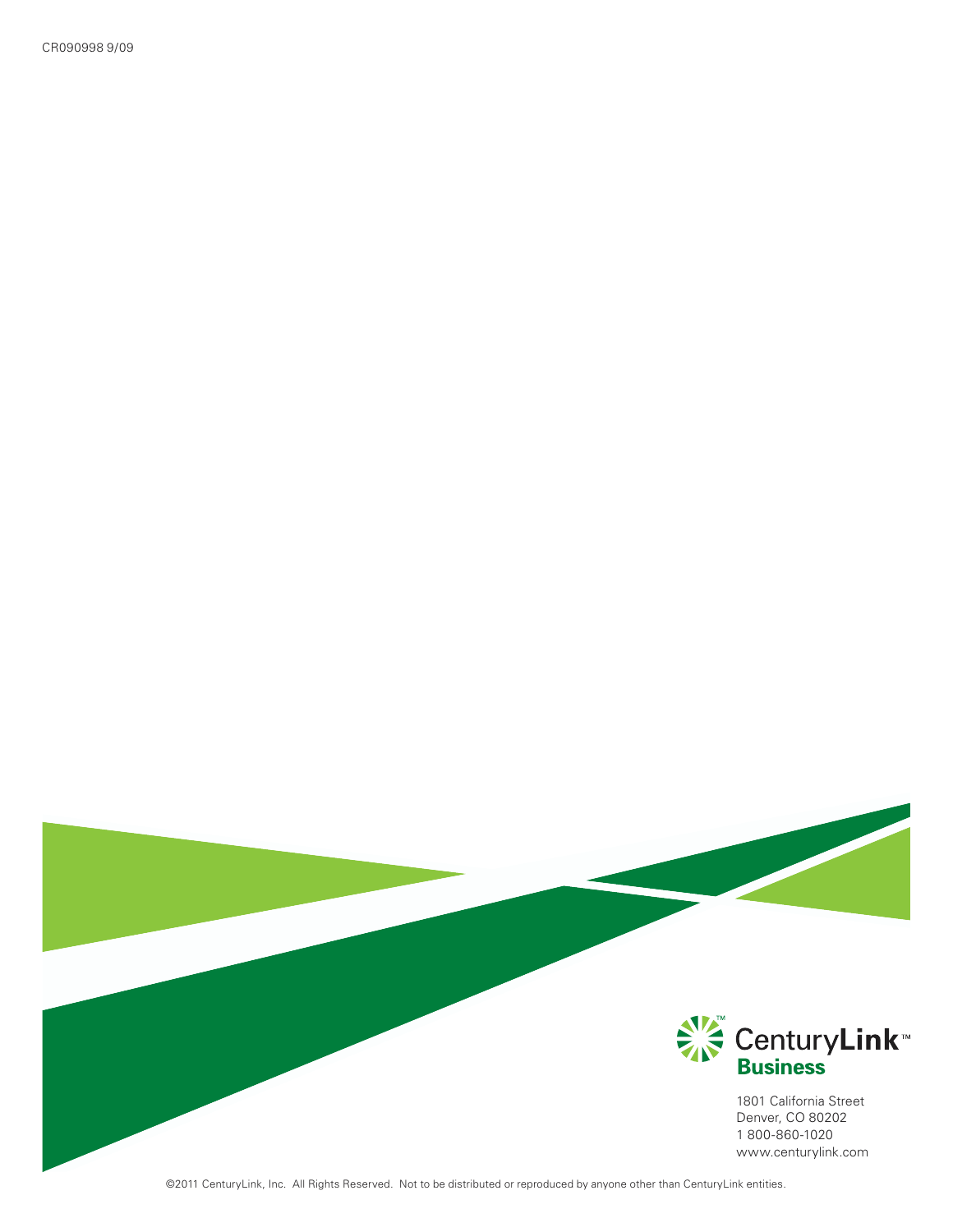CR090998 9/09

CenturyLink™
**Business**

1801 California Street
Denver, CO 80202
1 800-860-1020
www.centurylink.com

©2011 CenturyLink, Inc. All Rights Reserved. Not to be distributed or reproduced by anyone other than CenturyLink entities.